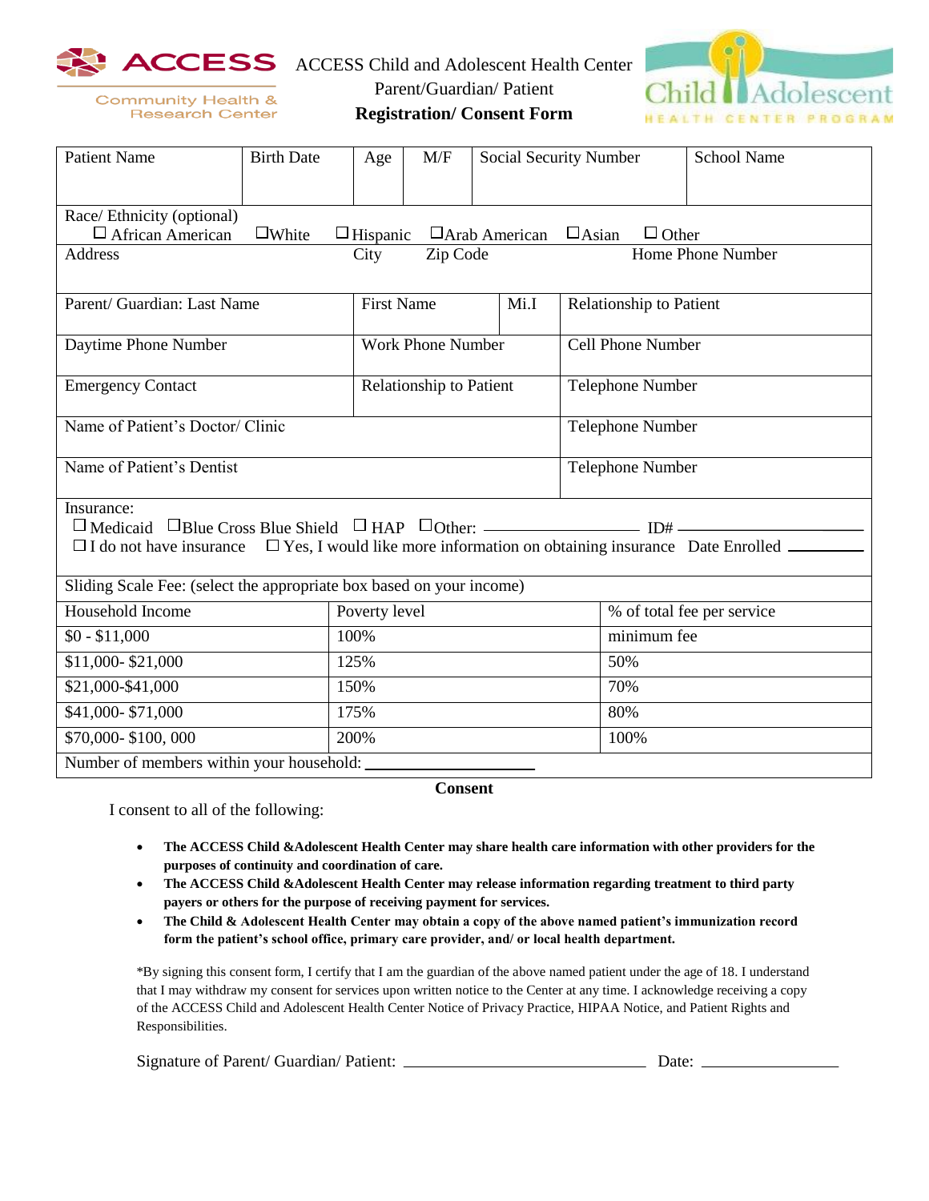ACCESS Community Health & Research Center

# ACCESS Child and Adolescent Health Center
Parent/Guardian/ Patient
**Registration/ Consent Form**

Child Adolescent HEALTH CENTER PROGRAM

| Patient Name | Birth Date | Age | M/F | Social Security Number | School Name |
|---|---|---|---|---|---|
| | | | | | |

Race/ Ethnicity (optional)
☐ African American ☐White ☐Hispanic ☐Arab American ☐Asian ☐ Other

| Address | City | Zip Code | Home Phone Number |
|---|---|---|---|
| | | | |

| Parent/ Guardian: Last Name | First Name | Mi.I | Relationship to Patient |
|---|---|---|---|
| | | | |

| Daytime Phone Number | Work Phone Number | Cell Phone Number |
|---|---|---|
| | | |

| Emergency Contact | Relationship to Patient | Telephone Number |
|---|---|---|
| | | |

| Name of Patient's Doctor/ Clinic | Telephone Number |
|---|---|
| | |

| Name of Patient's Dentist | Telephone Number |
|---|---|
| | |

Insurance:
☐ Medicaid ☐Blue Cross Blue Shield ☐ HAP ☐Other: ________________ ID# ________________
☐ I do not have insurance ☐ Yes, I would like more information on obtaining insurance Date Enrolled ________

Sliding Scale Fee: (select the appropriate box based on your income)

| Household Income | Poverty level | % of total fee per service |
|---|---|---|
| $0 - $11,000 | 100% | minimum fee |
| $11,000- $21,000 | 125% | 50% |
| $21,000-$41,000 | 150% | 70% |
| $41,000- $71,000 | 175% | 80% |
| $70,000- $100, 000 | 200% | 100% |

Number of members within your household: ________________

## Consent

I consent to all of the following:

- **The ACCESS Child &Adolescent Health Center may share health care information with other providers for the purposes of continuity and coordination of care.**
- **The ACCESS Child &Adolescent Health Center may release information regarding treatment to third party payers or others for the purpose of receiving payment for services.**
- **The Child & Adolescent Health Center may obtain a copy of the above named patient's immunization record form the patient's school office, primary care provider, and/ or local health department.**

*By signing this consent form, I certify that I am the guardian of the above named patient under the age of 18. I understand that I may withdraw my consent for services upon written notice to the Center at any time. I acknowledge receiving a copy of the ACCESS Child and Adolescent Health Center Notice of Privacy Practice, HIPAA Notice, and Patient Rights and Responsibilities.

Signature of Parent/ Guardian/ Patient: ____________________________ Date: ________________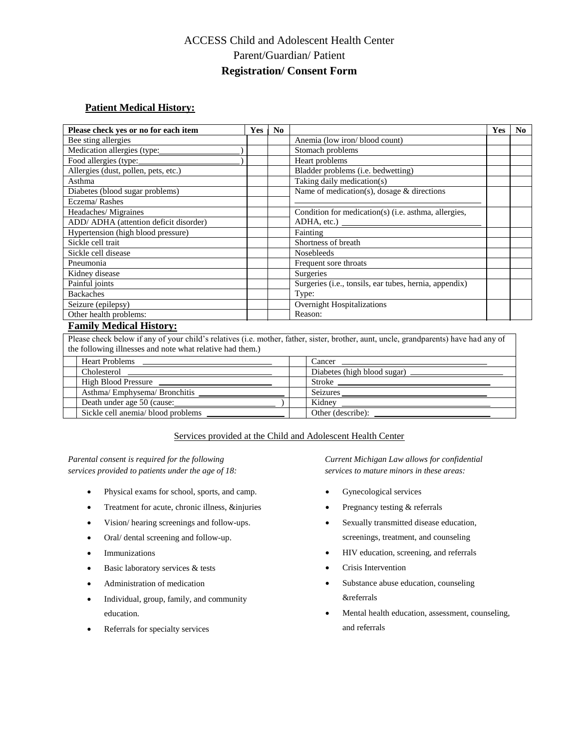# ACCESS Child and Adolescent Health Center

## Parent/Guardian/ Patient

## Registration/ Consent Form

### Patient Medical History:

| Please check yes or no for each item | Yes | No | | Yes | No |
|---|---|---|---|---|---|
| Bee sting allergies | | | Anemia (low iron/ blood count) | | |
| Medication allergies (type:__________________) | | | Stomach problems | | |
| Food allergies (type:______________________) | | | Heart problems | | |
| Allergies (dust, pollen, pets, etc.) | | | Bladder problems (i.e. bedwetting) | | |
| Asthma | | | Taking daily medication(s) | | |
| Diabetes (blood sugar problems) | | | Name of medication(s), dosage & directions | | |
| Eczema/ Rashes | | | ______________________________________ | | |
| Headaches/ Migraines | | | Condition for medication(s) (i.e. asthma, allergies, | | |
| ADD/ ADHA (attention deficit disorder) | | | ADHA, etc.) ______________________________ | | |
| Hypertension (high blood pressure) | | | Fainting | | |
| Sickle cell trait | | | Shortness of breath | | |
| Sickle cell disease | | | Nosebleeds | | |
| Pneumonia | | | Frequent sore throats | | |
| Kidney disease | | | Surgeries | | |
| Painful joints | | | Surgeries (i.e., tonsils, ear tubes, hernia, appendix) | | |
| Backaches | | | Type: | | |
| Seizure (epilepsy) | | | Overnight Hospitalizations | | |
| Other health problems: | | | Reason: | | |

### Family Medical History:

Please check below if any of your child's relatives (i.e. mother, father, sister, brother, aunt, uncle, grandparents) have had any of the following illnesses and note what relative had them.)

| | | | |
|---|---|---|---|
| | Heart Problems ______________________ | | Cancer ______________________ |
| | Cholesterol ______________________ | | Diabetes (high blood sugar) ______________________ |
| | High Blood Pressure ______________________ | | Stroke ______________________ |
| | Asthma/ Emphysema/ Bronchitis ______________________ | | Seizures ______________________ |
| | Death under age 50 (cause:______________________ ) | | Kidney ______________________ |
| | Sickle cell anemia/ blood problems ______________________ | | Other (describe): ______________________ |

Services provided at the Child and Adolescent Health Center

*Parental consent is required for the following services provided to patients under the age of 18:*

- Physical exams for school, sports, and camp.
- Treatment for acute, chronic illness, &injuries
- Vision/ hearing screenings and follow-ups.
- Oral/ dental screening and follow-up.
- Immunizations
- Basic laboratory services & tests
- Administration of medication
- Individual, group, family, and community education.
- Referrals for specialty services

*Current Michigan Law allows for confidential services to mature minors in these areas:*

- Gynecological services
- Pregnancy testing & referrals
- Sexually transmitted disease education, screenings, treatment, and counseling
- HIV education, screening, and referrals
- Crisis Intervention
- Substance abuse education, counseling &referrals
- Mental health education, assessment, counseling, and referrals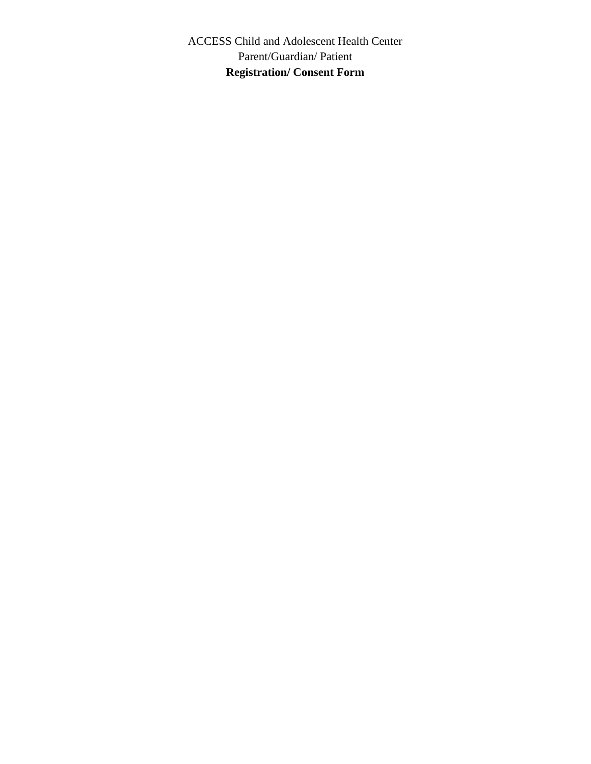ACCESS Child and Adolescent Health Center

Parent/Guardian/ Patient

**Registration/ Consent Form**